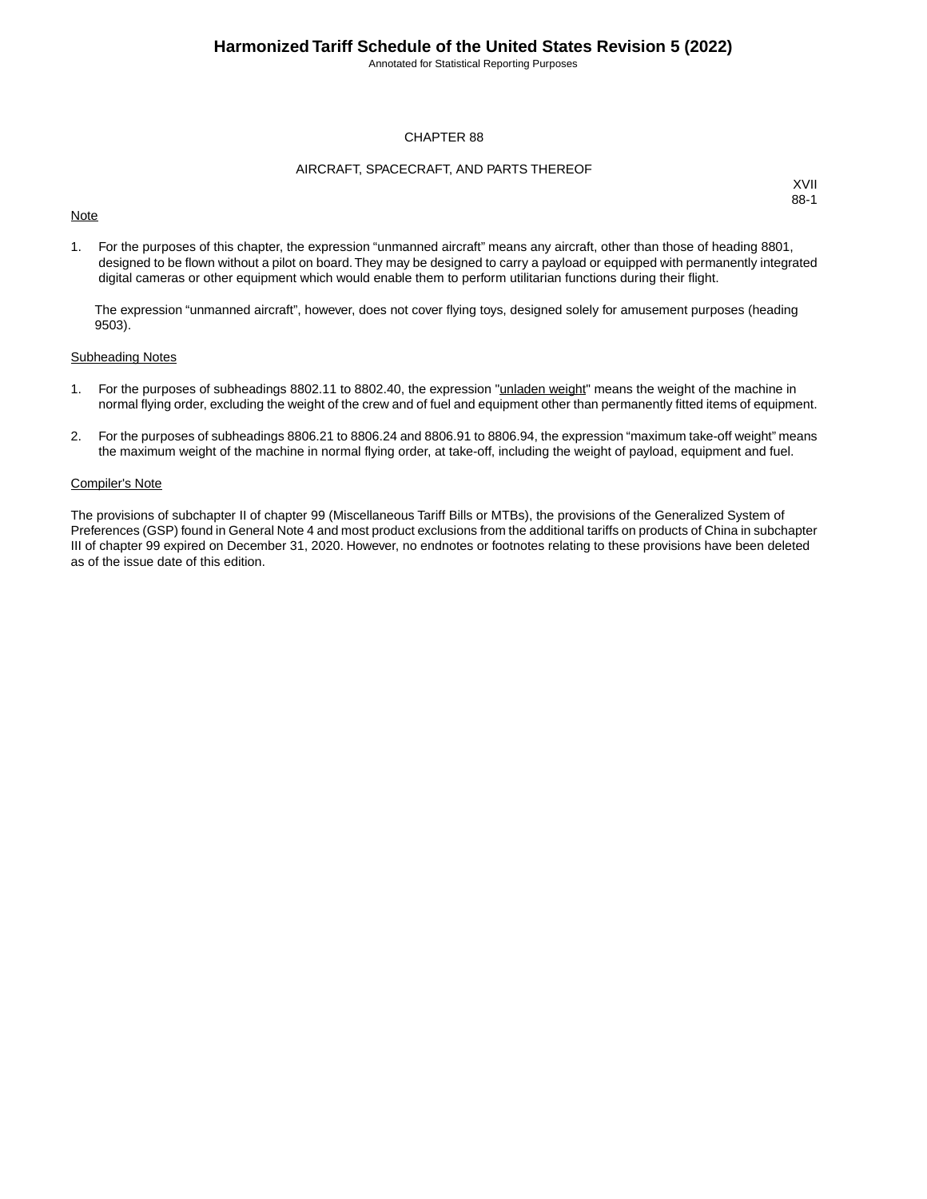# CHAPTER 88

## AIRCRAFT, SPACECRAFT, AND PARTS THEREOF

XVII
88-1

Note

1. For the purposes of this chapter, the expression “unmanned aircraft” means any aircraft, other than those of heading 8801, designed to be flown without a pilot on board. They may be designed to carry a payload or equipped with permanently integrated digital cameras or other equipment which would enable them to perform utilitarian functions during their flight.

   The expression “unmanned aircraft”, however, does not cover flying toys, designed solely for amusement purposes (heading 9503).

Subheading Notes

1. For the purposes of subheadings 8802.11 to 8802.40, the expression "unladen weight" means the weight of the machine in normal flying order, excluding the weight of the crew and of fuel and equipment other than permanently fitted items of equipment.

2. For the purposes of subheadings 8806.21 to 8806.24 and 8806.91 to 8806.94, the expression “maximum take-off weight” means the maximum weight of the machine in normal flying order, at take-off, including the weight of payload, equipment and fuel.

Compiler's Note

The provisions of subchapter II of chapter 99 (Miscellaneous Tariff Bills or MTBs), the provisions of the Generalized System of Preferences (GSP) found in General Note 4 and most product exclusions from the additional tariffs on products of China in subchapter III of chapter 99 expired on December 31, 2020. However, no endnotes or footnotes relating to these provisions have been deleted as of the issue date of this edition.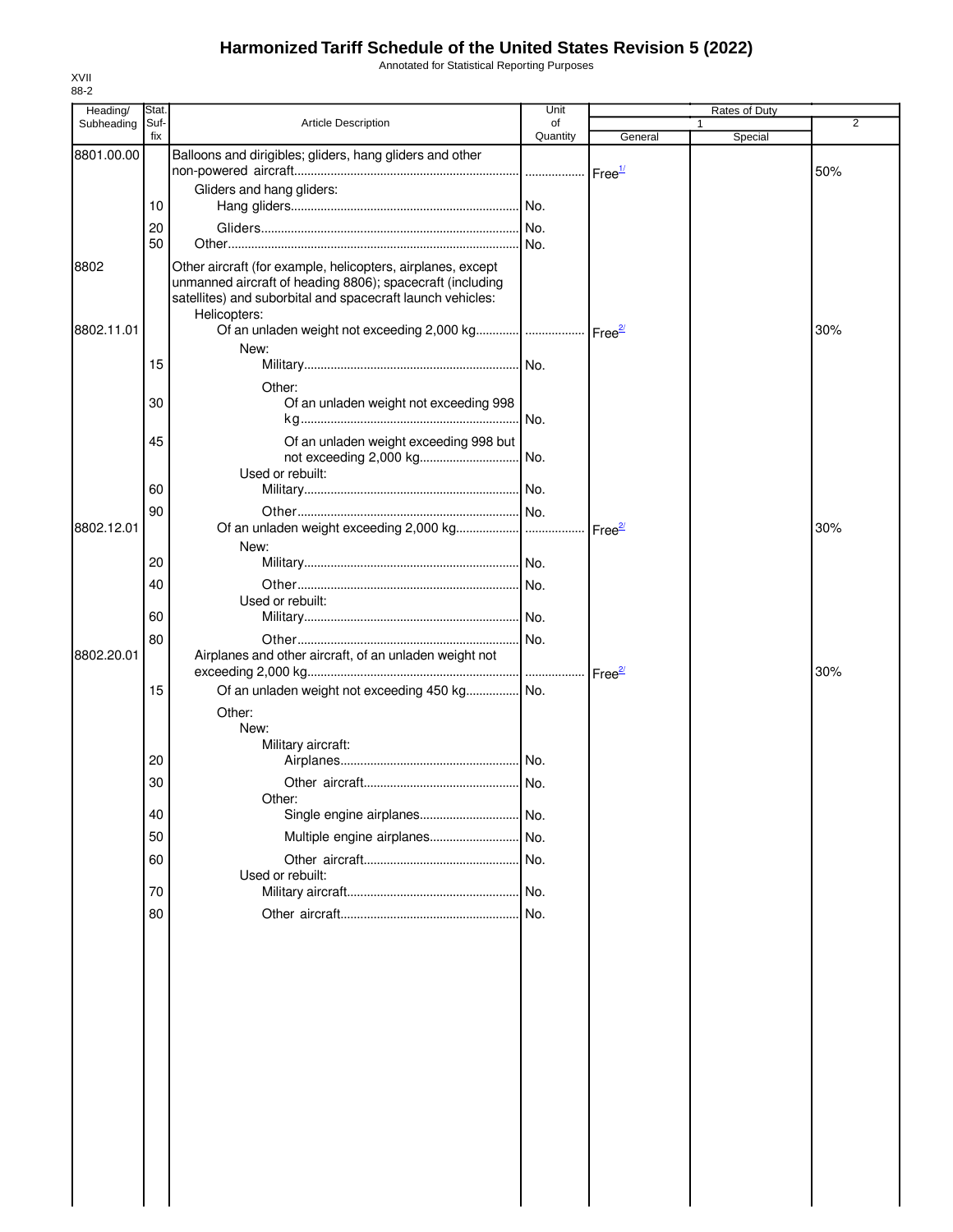# Harmonized Tariff Schedule of the United States Revision 5 (2022)

Annotated for Statistical Reporting Purposes

XVII
88-2

| Heading/ Subheading | Stat. Suf- fix | Article Description | Unit of Quantity | Rates of Duty 1 General | Special | 2 |
|---|---|---|---|---|---|---|
| 8801.00.00 | | Balloons and dirigibles; gliders, hang gliders and other non-powered aircraft | | Free[1/] | | 50% |
| | | Gliders and hang gliders: | | | | |
| | 10 | Hang gliders | No. | | | |
| | 20 | Gliders | No. | | | |
| | 50 | Other | No. | | | |
| 8802 | | Other aircraft (for example, helicopters, airplanes, except unmanned aircraft of heading 8806); spacecraft (including satellites) and suborbital and spacecraft launch vehicles: | | | | |
| | | Helicopters: | | | | |
| 8802.11.01 | | Of an unladen weight not exceeding 2,000 kg | | Free[2/] | | 30% |
| | | New: | | | | |
| | 15 | Military | No. | | | |
| | | Other: | | | | |
| | 30 | Of an unladen weight not exceeding 998 kg | No. | | | |
| | 45 | Of an unladen weight exceeding 998 but not exceeding 2,000 kg | No. | | | |
| | | Used or rebuilt: | | | | |
| | 60 | Military | No. | | | |
| | 90 | Other | No. | | | |
| 8802.12.01 | | Of an unladen weight exceeding 2,000 kg | | Free[2/] | | 30% |
| | | New: | | | | |
| | 20 | Military | No. | | | |
| | 40 | Other | No. | | | |
| | | Used or rebuilt: | | | | |
| | 60 | Military | No. | | | |
| | 80 | Other | No. | | | |
| 8802.20.01 | | Airplanes and other aircraft, of an unladen weight not exceeding 2,000 kg | | Free[2/] | | 30% |
| | 15 | Of an unladen weight not exceeding 450 kg | No. | | | |
| | | Other: | | | | |
| | | New: | | | | |
| | | Military aircraft: | | | | |
| | 20 | Airplanes | No. | | | |
| | 30 | Other aircraft | No. | | | |
| | | Other: | | | | |
| | 40 | Single engine airplanes | No. | | | |
| | 50 | Multiple engine airplanes | No. | | | |
| | 60 | Other aircraft | No. | | | |
| | | Used or rebuilt: | | | | |
| | 70 | Military aircraft | No. | | | |
| | 80 | Other aircraft | No. | | | |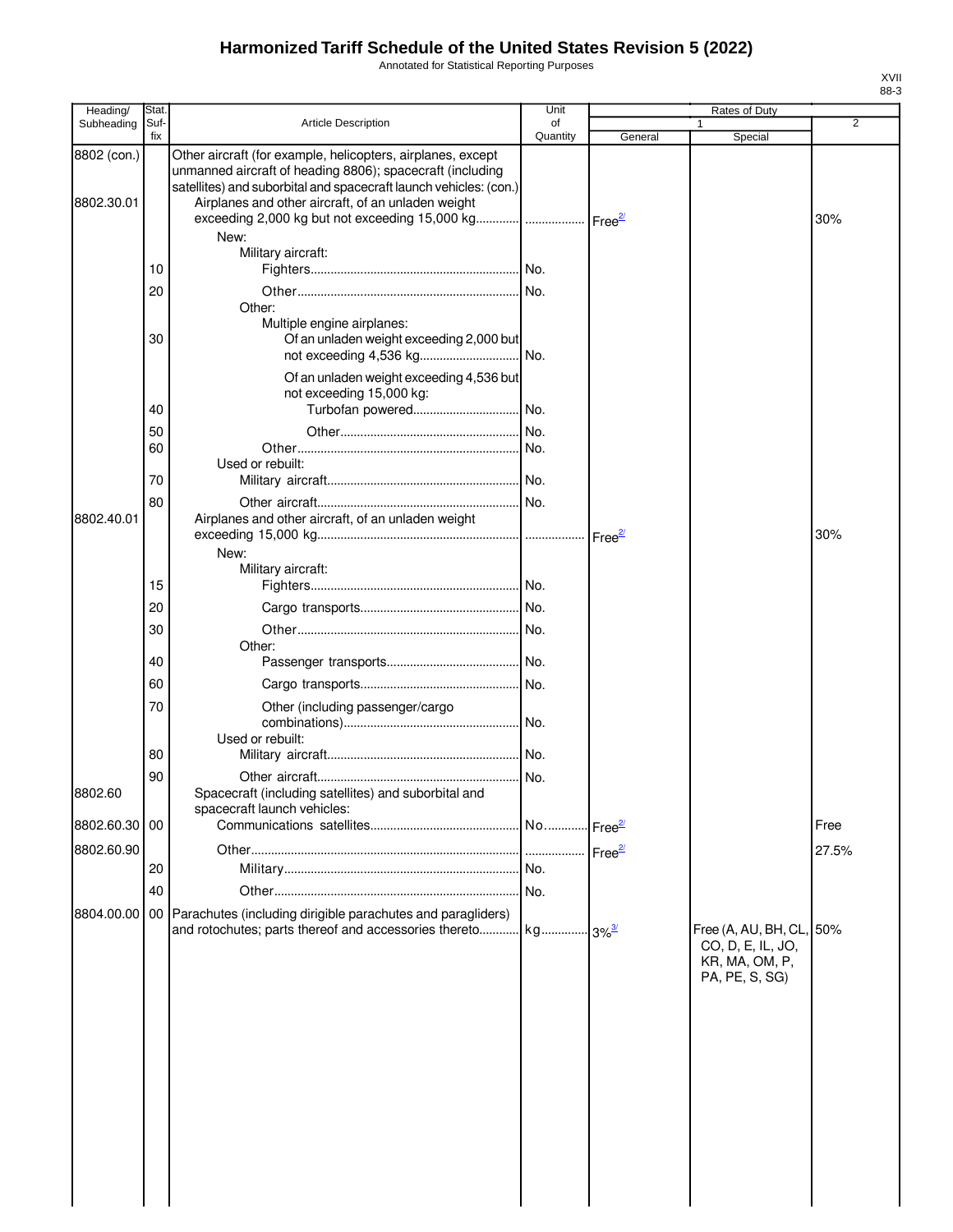# Harmonized Tariff Schedule of the United States Revision 5 (2022)

Annotated for Statistical Reporting Purposes

XVII
88-3

| Heading/ Subheading | Stat. Suf-fix | Article Description | Unit of Quantity | Rates of Duty 1 General | Special | 2 |
|---|---|---|---|---|---|---|
| 8802 (con.) | | Other aircraft (for example, helicopters, airplanes, except unmanned aircraft of heading 8806); spacecraft (including satellites) and suborbital and spacecraft launch vehicles: (con.) | | | | |
| 8802.30.01 | | Airplanes and other aircraft, of an unladen weight exceeding 2,000 kg but not exceeding 15,000 kg | | Free[2/] | | 30% |
| | | New: | | | | |
| | | Military aircraft: | | | | |
| | 10 | Fighters | No. | | | |
| | 20 | Other | No. | | | |
| | | Other: | | | | |
| | | Multiple engine airplanes: | | | | |
| | 30 | Of an unladen weight exceeding 2,000 but not exceeding 4,536 kg | No. | | | |
| | | Of an unladen weight exceeding 4,536 but not exceeding 15,000 kg: | | | | |
| | 40 | Turbofan powered | No. | | | |
| | 50 | Other | No. | | | |
| | 60 | Other | No. | | | |
| | | Used or rebuilt: | | | | |
| | 70 | Military aircraft | No. | | | |
| | 80 | Other aircraft | No. | | | |
| 8802.40.01 | | Airplanes and other aircraft, of an unladen weight exceeding 15,000 kg | | Free[2/] | | 30% |
| | | New: | | | | |
| | | Military aircraft: | | | | |
| | 15 | Fighters | No. | | | |
| | 20 | Cargo transports | No. | | | |
| | 30 | Other | No. | | | |
| | | Other: | | | | |
| | 40 | Passenger transports | No. | | | |
| | 60 | Cargo transports | No. | | | |
| | 70 | Other (including passenger/cargo combinations) | No. | | | |
| | | Used or rebuilt: | | | | |
| | 80 | Military aircraft | No. | | | |
| | 90 | Other aircraft | No. | | | |
| 8802.60 | | Spacecraft (including satellites) and suborbital and spacecraft launch vehicles: | | | | |
| 8802.60.30 | 00 | Communications satellites | No. | Free[2/] | | Free |
| 8802.60.90 | | Other | | Free[2/] | | 27.5% |
| | 20 | Military | No. | | | |
| | 40 | Other | No. | | | |
| 8804.00.00 | 00 | Parachutes (including dirigible parachutes and paragliders) and rotochutes; parts thereof and accessories thereto | kg | 3%[3/] | Free (A, AU, BH, CL, CO, D, E, IL, JO, KR, MA, OM, P, PA, PE, S, SG) | 50% |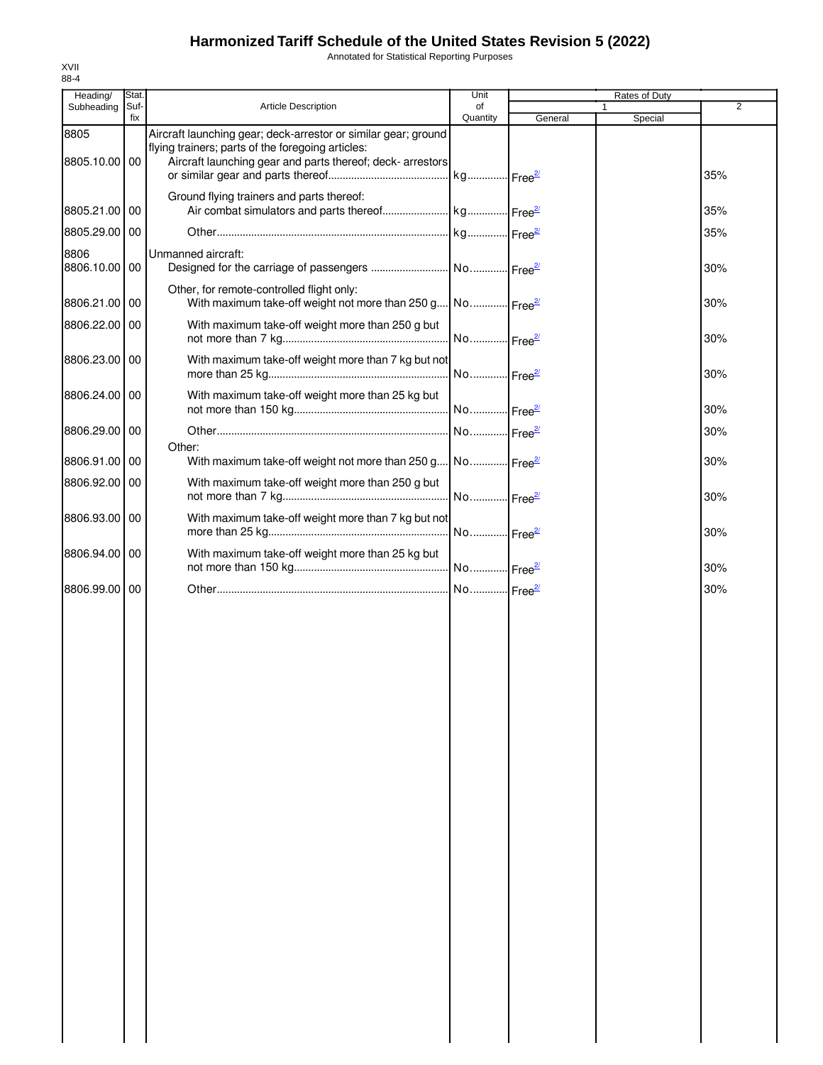# Harmonized Tariff Schedule of the United States Revision 5 (2022)

Annotated for Statistical Reporting Purposes

XVII
88-4

| Heading/ Subheading | Stat. Suf- fix | Article Description | Unit of Quantity | Rates of Duty 1 General | Special | 2 |
|---|---|---|---|---|---|---|
| 8805 | | Aircraft launching gear; deck-arrestor or similar gear; ground flying trainers; parts of the foregoing articles: | | | | |
| 8805.10.00 | 00 | Aircraft launching gear and parts thereof; deck- arrestors or similar gear and parts thereof | kg | Free[2/] | | 35% |
| | | Ground flying trainers and parts thereof: | | | | |
| 8805.21.00 | 00 | Air combat simulators and parts thereof | kg | Free[2/] | | 35% |
| 8805.29.00 | 00 | Other | kg | Free[2/] | | 35% |
| 8806 | | Unmanned aircraft: | | | | |
| 8806.10.00 | 00 | Designed for the carriage of passengers | No. | Free[2/] | | 30% |
| | | Other, for remote-controlled flight only: | | | | |
| 8806.21.00 | 00 | With maximum take-off weight not more than 250 g | No. | Free[2/] | | 30% |
| 8806.22.00 | 00 | With maximum take-off weight more than 250 g but not more than 7 kg | No. | Free[2/] | | 30% |
| 8806.23.00 | 00 | With maximum take-off weight more than 7 kg but not more than 25 kg | No. | Free[2/] | | 30% |
| 8806.24.00 | 00 | With maximum take-off weight more than 25 kg but not more than 150 kg | No. | Free[2/] | | 30% |
| 8806.29.00 | 00 | Other | No. | Free[2/] | | 30% |
| | | Other: | | | | |
| 8806.91.00 | 00 | With maximum take-off weight not more than 250 g | No. | Free[2/] | | 30% |
| 8806.92.00 | 00 | With maximum take-off weight more than 250 g but not more than 7 kg | No. | Free[2/] | | 30% |
| 8806.93.00 | 00 | With maximum take-off weight more than 7 kg but not more than 25 kg | No. | Free[2/] | | 30% |
| 8806.94.00 | 00 | With maximum take-off weight more than 25 kg but not more than 150 kg | No. | Free[2/] | | 30% |
| 8806.99.00 | 00 | Other | No. | Free[2/] | | 30% |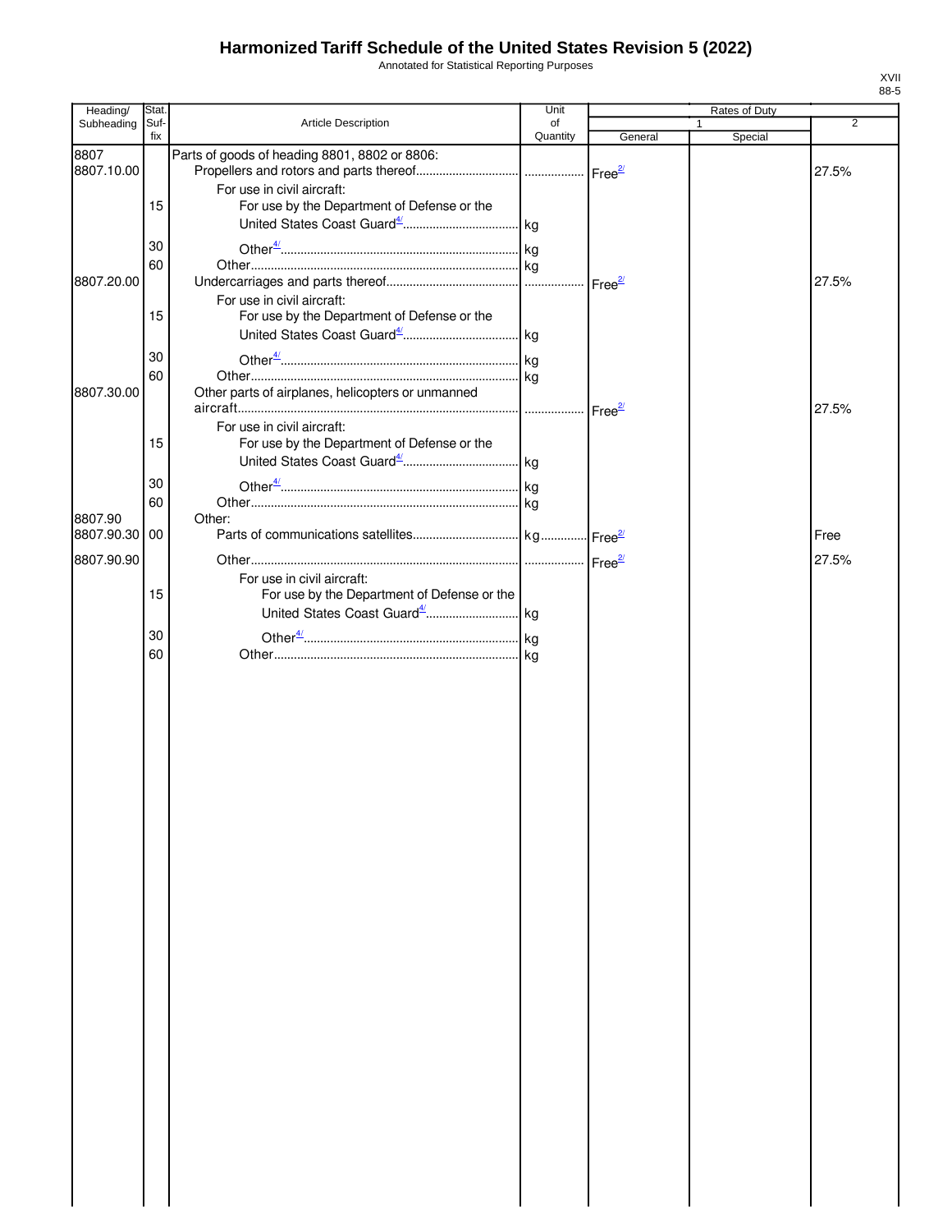# Harmonized Tariff Schedule of the United States Revision 5 (2022)

Annotated for Statistical Reporting Purposes

| Heading/ Subheading | Stat. Suf-fix | Article Description | Unit of Quantity | Rates of Duty 1 General | Rates of Duty 1 Special | Rates of Duty 2 |
|---|---|---|---|---|---|---|
| 8807 | | Parts of goods of heading 8801, 8802 or 8806: | | | | |
| 8807.10.00 | | Propellers and rotors and parts thereof | | Free[2/] | | 27.5% |
| | | For use in civil aircraft: | | | | |
| | 15 | For use by the Department of Defense or the United States Coast Guard[4/] | kg | | | |
| | 30 | Other[4/] | kg | | | |
| | 60 | Other | kg | | | |
| 8807.20.00 | | Undercarriages and parts thereof | | Free[2/] | | 27.5% |
| | | For use in civil aircraft: | | | | |
| | 15 | For use by the Department of Defense or the United States Coast Guard[4/] | kg | | | |
| | 30 | Other[4/] | kg | | | |
| | 60 | Other | kg | | | |
| 8807.30.00 | | Other parts of airplanes, helicopters or unmanned aircraft | | Free[2/] | | 27.5% |
| | | For use in civil aircraft: | | | | |
| | 15 | For use by the Department of Defense or the United States Coast Guard[4/] | kg | | | |
| | 30 | Other[4/] | kg | | | |
| | 60 | Other | kg | | | |
| 8807.90 | | Other: | | | | |
| 8807.90.30 | 00 | Parts of communications satellites | kg | Free[2/] | | Free |
| 8807.90.90 | | Other | | Free[2/] | | 27.5% |
| | | For use in civil aircraft: | | | | |
| | 15 | For use by the Department of Defense or the United States Coast Guard[4/] | kg | | | |
| | 30 | Other[4/] | kg | | | |
| | 60 | Other | kg | | | |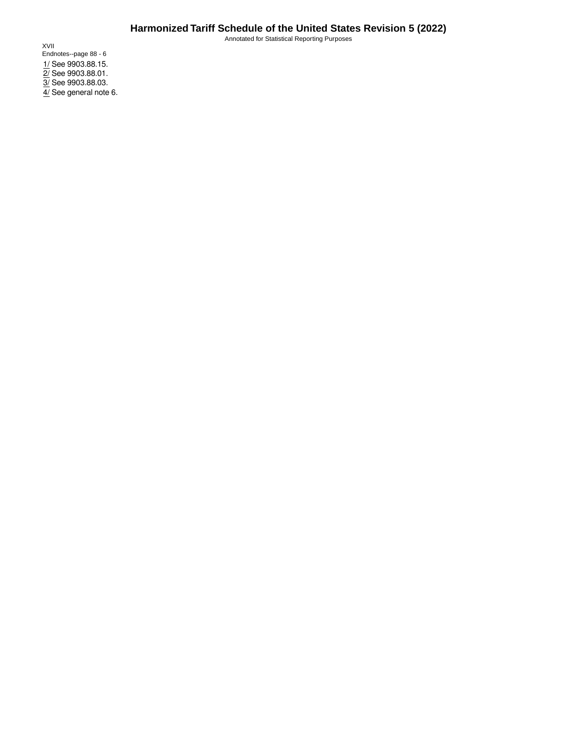1/ See 9903.88.15.
2/ See 9903.88.01.
3/ See 9903.88.03.
4/ See general note 6.